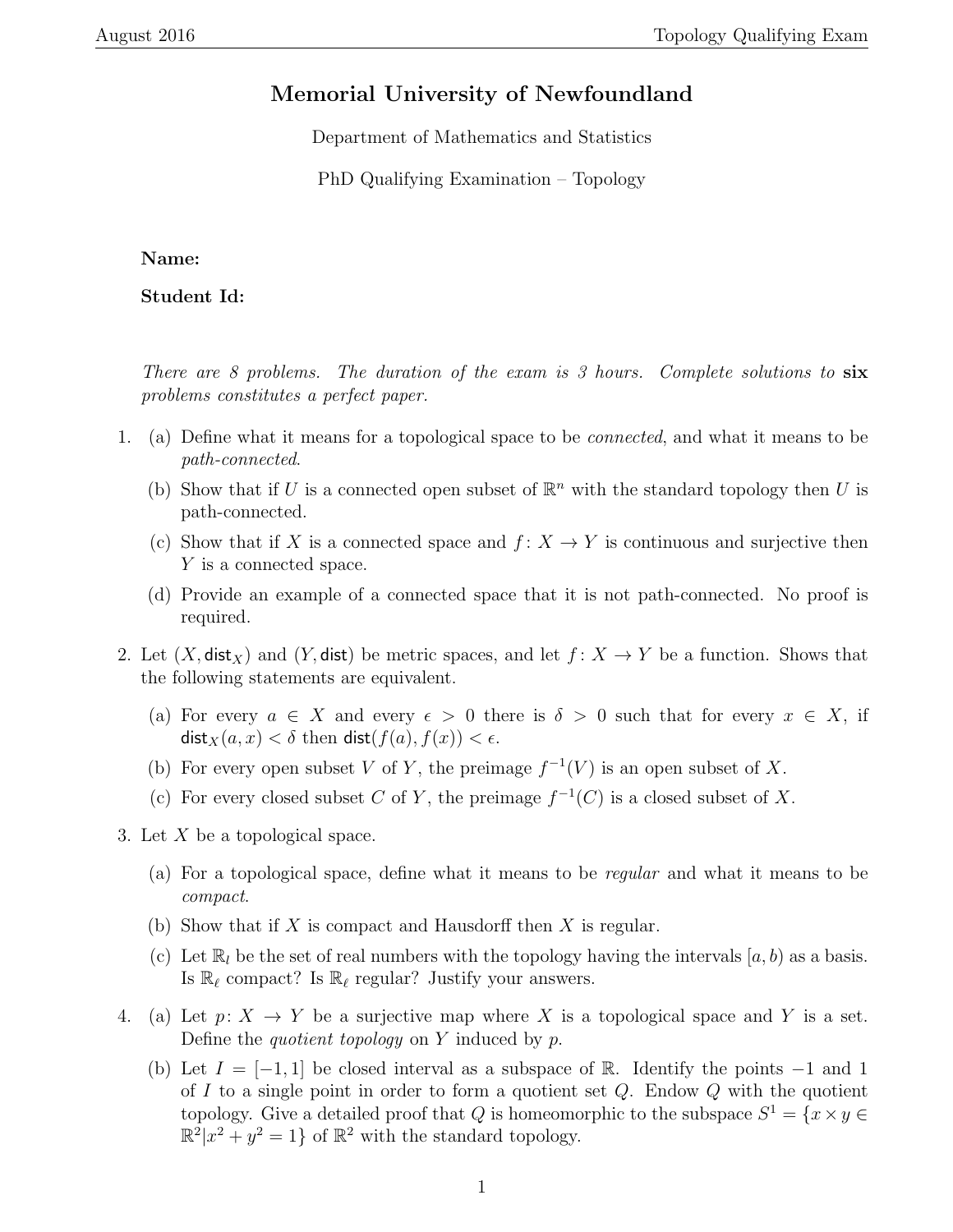# Memorial University of Newfoundland

Department of Mathematics and Statistics

PhD Qualifying Examination – Topology

**Name:**

**Student Id:**

*There are 8 problems. The duration of the exam is 3 hours. Complete solutions to* **six** *problems constitutes a perfect paper.*

1. (a) Define what it means for a topological space to be *connected*, and what it means to be *path-connected*.

   (b) Show that if $U$ is a connected open subset of $\mathbb{R}^n$ with the standard topology then $U$ is path-connected.

   (c) Show that if $X$ is a connected space and $f\colon X \to Y$ is continuous and surjective then $Y$ is a connected space.

   (d) Provide an example of a connected space that it is not path-connected. No proof is required.

2. Let $(X, \mathsf{dist}_X)$ and $(Y, \mathsf{dist})$ be metric spaces, and let $f\colon X \to Y$ be a function. Shows that the following statements are equivalent.

   (a) For every $a \in X$ and every $\epsilon > 0$ there is $\delta > 0$ such that for every $x \in X$, if $\mathsf{dist}_X(a, x) < \delta$ then $\mathsf{dist}(f(a), f(x)) < \epsilon$.

   (b) For every open subset $V$ of $Y$, the preimage $f^{-1}(V)$ is an open subset of $X$.

   (c) For every closed subset $C$ of $Y$, the preimage $f^{-1}(C)$ is a closed subset of $X$.

3. Let $X$ be a topological space.

   (a) For a topological space, define what it means to be *regular* and what it means to be *compact*.

   (b) Show that if $X$ is compact and Hausdorff then $X$ is regular.

   (c) Let $\mathbb{R}_l$ be the set of real numbers with the topology having the intervals $[a, b)$ as a basis. Is $\mathbb{R}_\ell$ compact? Is $\mathbb{R}_\ell$ regular? Justify your answers.

4. (a) Let $p\colon X \to Y$ be a surjective map where $X$ is a topological space and $Y$ is a set. Define the *quotient topology* on $Y$ induced by $p$.

   (b) Let $I = [-1, 1]$ be closed interval as a subspace of $\mathbb{R}$. Identify the points $-1$ and $1$ of $I$ to a single point in order to form a quotient set $Q$. Endow $Q$ with the quotient topology. Give a detailed proof that $Q$ is homeomorphic to the subspace $S^1 = \{x \times y \in \mathbb{R}^2 | x^2 + y^2 = 1\}$ of $\mathbb{R}^2$ with the standard topology.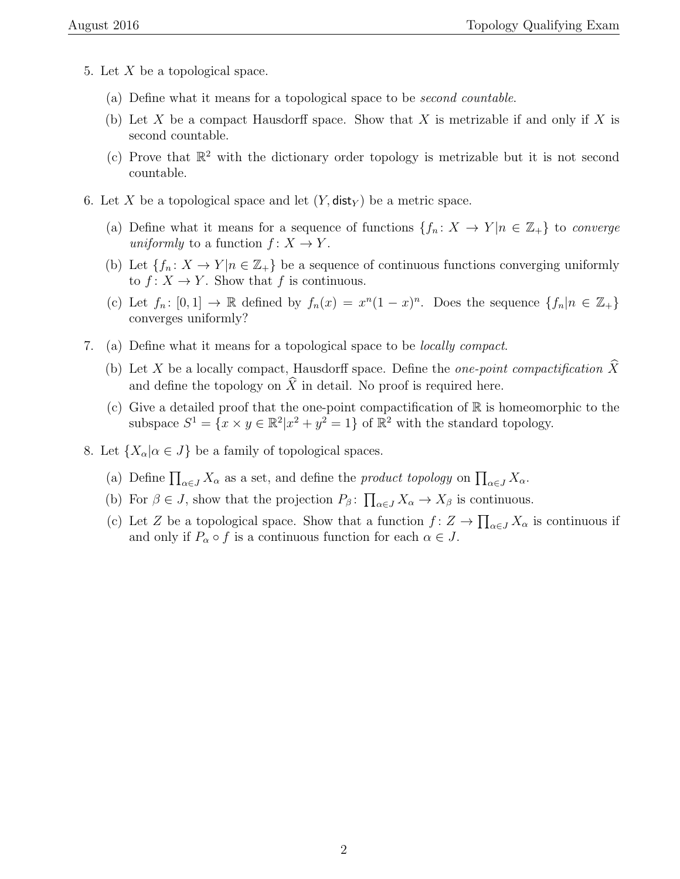5. Let $X$ be a topological space.

   (a) Define what it means for a topological space to be *second countable*.

   (b) Let $X$ be a compact Hausdorff space. Show that $X$ is metrizable if and only if $X$ is second countable.

   (c) Prove that $\mathbb{R}^2$ with the dictionary order topology is metrizable but it is not second countable.

6. Let $X$ be a topological space and let $(Y, \mathsf{dist}_Y)$ be a metric space.

   (a) Define what it means for a sequence of functions $\{f_n : X \to Y | n \in \mathbb{Z}_+\}$ to *converge uniformly* to a function $f : X \to Y$.

   (b) Let $\{f_n : X \to Y | n \in \mathbb{Z}_+\}$ be a sequence of continuous functions converging uniformly to $f : X \to Y$. Show that $f$ is continuous.

   (c) Let $f_n : [0, 1] \to \mathbb{R}$ defined by $f_n(x) = x^n(1 - x)^n$. Does the sequence $\{f_n | n \in \mathbb{Z}_+\}$ converges uniformly?

7. (a) Define what it means for a topological space to be *locally compact*.

   (b) Let $X$ be a locally compact, Hausdorff space. Define the *one-point compactification* $\widehat{X}$ and define the topology on $\widehat{X}$ in detail. No proof is required here.

   (c) Give a detailed proof that the one-point compactification of $\mathbb{R}$ is homeomorphic to the subspace $S^1 = \{x \times y \in \mathbb{R}^2 | x^2 + y^2 = 1\}$ of $\mathbb{R}^2$ with the standard topology.

8. Let $\{X_\alpha | \alpha \in J\}$ be a family of topological spaces.

   (a) Define $\prod_{\alpha \in J} X_\alpha$ as a set, and define the *product topology* on $\prod_{\alpha \in J} X_\alpha$.

   (b) For $\beta \in J$, show that the projection $P_\beta : \prod_{\alpha \in J} X_\alpha \to X_\beta$ is continuous.

   (c) Let $Z$ be a topological space. Show that a function $f : Z \to \prod_{\alpha \in J} X_\alpha$ is continuous if and only if $P_\alpha \circ f$ is a continuous function for each $\alpha \in J$.